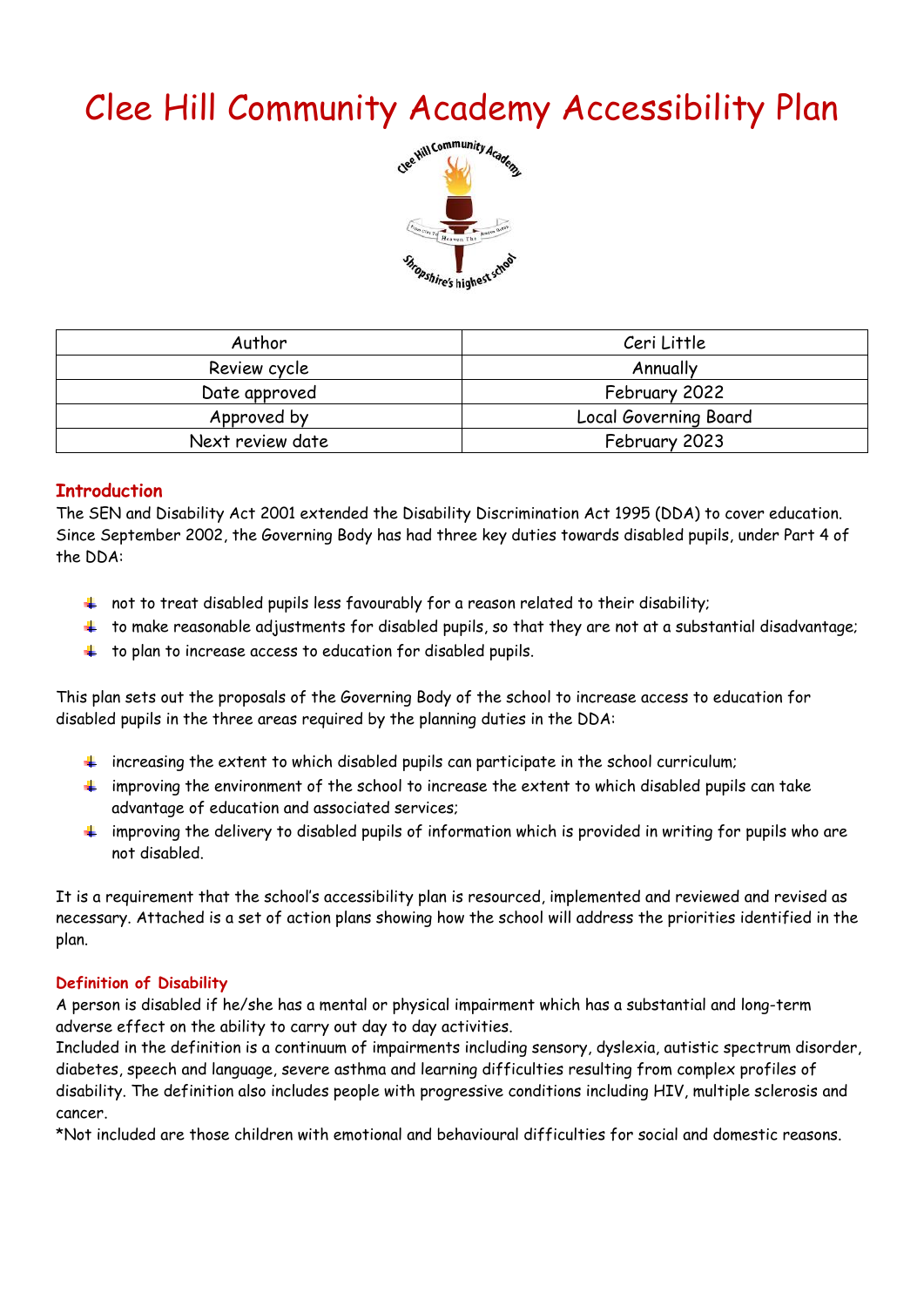# Clee Hill Community Academy Accessibility Plan

| Author | Ceri Little |
|---|---|
| Review cycle | Annually |
| Date approved | February 2022 |
| Approved by | Local Governing Board |
| Next review date | February 2023 |

## Introduction

The SEN and Disability Act 2001 extended the Disability Discrimination Act 1995 (DDA) to cover education. Since September 2002, the Governing Body has had three key duties towards disabled pupils, under Part 4 of the DDA:

- not to treat disabled pupils less favourably for a reason related to their disability;
- to make reasonable adjustments for disabled pupils, so that they are not at a substantial disadvantage;
- to plan to increase access to education for disabled pupils.

This plan sets out the proposals of the Governing Body of the school to increase access to education for disabled pupils in the three areas required by the planning duties in the DDA:

- increasing the extent to which disabled pupils can participate in the school curriculum;
- improving the environment of the school to increase the extent to which disabled pupils can take advantage of education and associated services;
- improving the delivery to disabled pupils of information which is provided in writing for pupils who are not disabled.

It is a requirement that the school's accessibility plan is resourced, implemented and reviewed and revised as necessary. Attached is a set of action plans showing how the school will address the priorities identified in the plan.

## Definition of Disability

A person is disabled if he/she has a mental or physical impairment which has a substantial and long-term adverse effect on the ability to carry out day to day activities.
Included in the definition is a continuum of impairments including sensory, dyslexia, autistic spectrum disorder, diabetes, speech and language, severe asthma and learning difficulties resulting from complex profiles of disability. The definition also includes people with progressive conditions including HIV, multiple sclerosis and cancer.
*Not included are those children with emotional and behavioural difficulties for social and domestic reasons.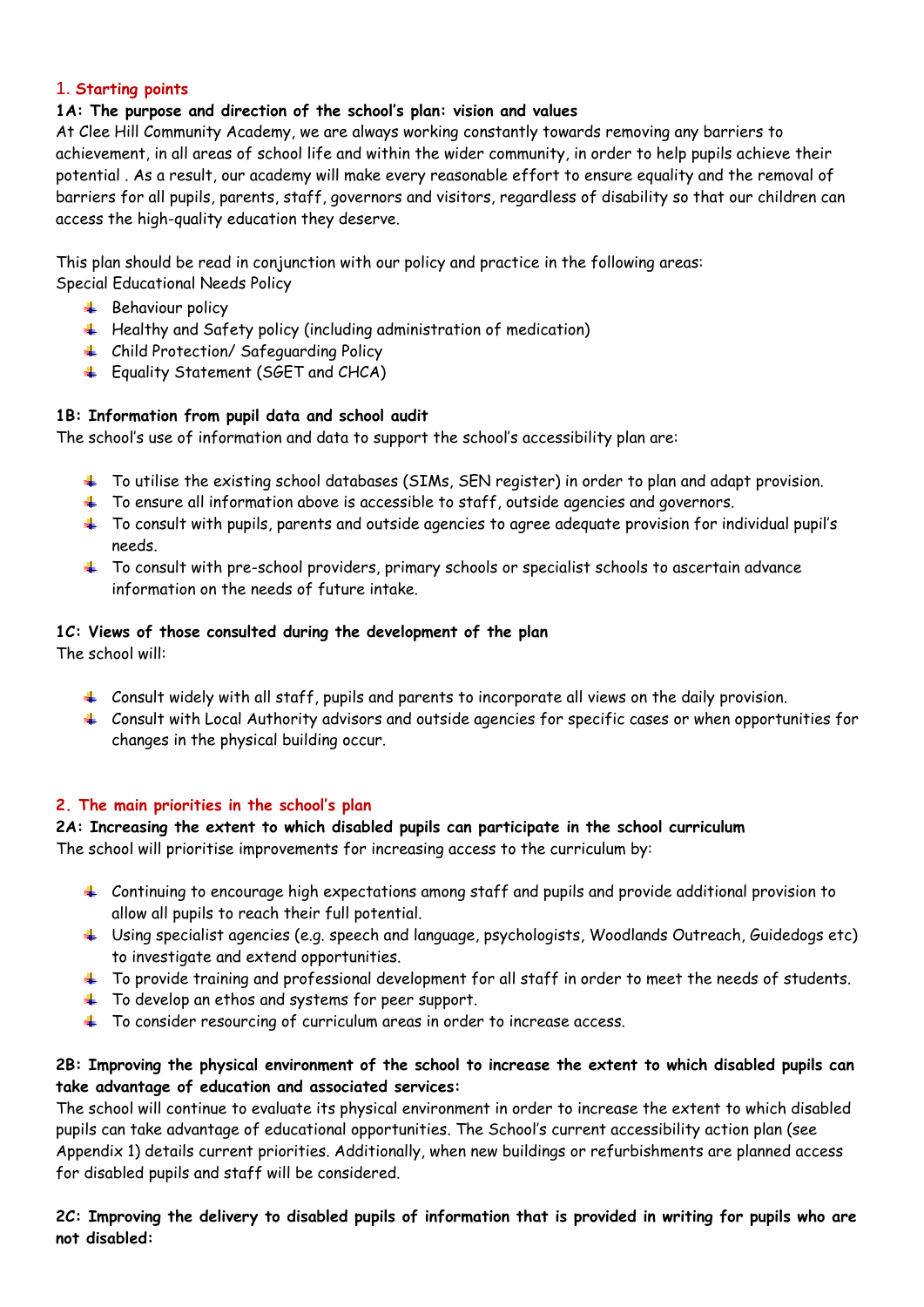## 1. Starting points

### 1A: The purpose and direction of the school's plan: vision and values

At Clee Hill Community Academy, we are always working constantly towards removing any barriers to achievement, in all areas of school life and within the wider community, in order to help pupils achieve their potential . As a result, our academy will make every reasonable effort to ensure equality and the removal of barriers for all pupils, parents, staff, governors and visitors, regardless of disability so that our children can access the high-quality education they deserve.

This plan should be read in conjunction with our policy and practice in the following areas:
Special Educational Needs Policy

- Behaviour policy
- Healthy and Safety policy (including administration of medication)
- Child Protection/ Safeguarding Policy
- Equality Statement (SGET and CHCA)

### 1B: Information from pupil data and school audit

The school's use of information and data to support the school's accessibility plan are:

- To utilise the existing school databases (SIMs, SEN register) in order to plan and adapt provision.
- To ensure all information above is accessible to staff, outside agencies and governors.
- To consult with pupils, parents and outside agencies to agree adequate provision for individual pupil's needs.
- To consult with pre-school providers, primary schools or specialist schools to ascertain advance information on the needs of future intake.

### 1C: Views of those consulted during the development of the plan

The school will:

- Consult widely with all staff, pupils and parents to incorporate all views on the daily provision.
- Consult with Local Authority advisors and outside agencies for specific cases or when opportunities for changes in the physical building occur.

## 2. The main priorities in the school's plan

### 2A: Increasing the extent to which disabled pupils can participate in the school curriculum

The school will prioritise improvements for increasing access to the curriculum by:

- Continuing to encourage high expectations among staff and pupils and provide additional provision to allow all pupils to reach their full potential.
- Using specialist agencies (e.g. speech and language, psychologists, Woodlands Outreach, Guidedogs etc) to investigate and extend opportunities.
- To provide training and professional development for all staff in order to meet the needs of students.
- To develop an ethos and systems for peer support.
- To consider resourcing of curriculum areas in order to increase access.

### 2B: Improving the physical environment of the school to increase the extent to which disabled pupils can take advantage of education and associated services:

The school will continue to evaluate its physical environment in order to increase the extent to which disabled pupils can take advantage of educational opportunities. The School's current accessibility action plan (see Appendix 1) details current priorities. Additionally, when new buildings or refurbishments are planned access for disabled pupils and staff will be considered.

### 2C: Improving the delivery to disabled pupils of information that is provided in writing for pupils who are not disabled: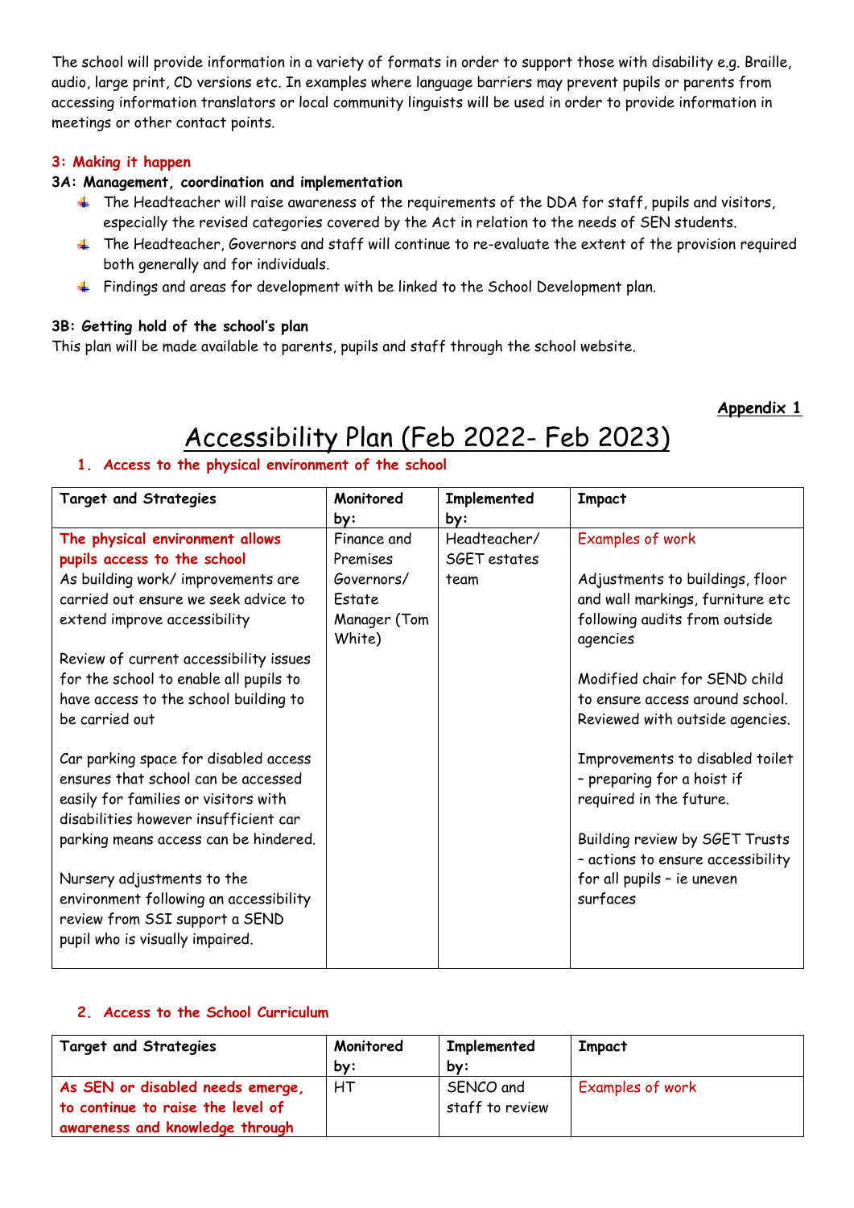The school will provide information in a variety of formats in order to support those with disability e.g. Braille, audio, large print, CD versions etc. In examples where language barriers may prevent pupils or parents from accessing information translators or local community linguists will be used in order to provide information in meetings or other contact points.

### 3: Making it happen

**3A: Management, coordination and implementation**

- The Headteacher will raise awareness of the requirements of the DDA for staff, pupils and visitors, especially the revised categories covered by the Act in relation to the needs of SEN students.
- The Headteacher, Governors and staff will continue to re-evaluate the extent of the provision required both generally and for individuals.
- Findings and areas for development with be linked to the School Development plan.

**3B: Getting hold of the school's plan**

This plan will be made available to parents, pupils and staff through the school website.

**Appendix 1**

# Accessibility Plan (Feb 2022- Feb 2023)

### 1. Access to the physical environment of the school

| Target and Strategies | Monitored by: | Implemented by: | Impact |
|---|---|---|---|
| **The physical environment allows pupils access to the school**<br>As building work/ improvements are carried out ensure we seek advice to extend improve accessibility<br><br>Review of current accessibility issues for the school to enable all pupils to have access to the school building to be carried out<br><br>Car parking space for disabled access ensures that school can be accessed easily for families or visitors with disabilities however insufficient car parking means access can be hindered.<br><br>Nursery adjustments to the environment following an accessibility review from SSI support a SEND pupil who is visually impaired. | Finance and Premises Governors/ Estate Manager (Tom White) | Headteacher/ SGET estates team | Examples of work<br><br>Adjustments to buildings, floor and wall markings, furniture etc following audits from outside agencies<br><br>Modified chair for SEND child to ensure access around school. Reviewed with outside agencies.<br><br>Improvements to disabled toilet – preparing for a hoist if required in the future.<br><br>Building review by SGET Trusts – actions to ensure accessibility for all pupils – ie uneven surfaces |

### 2. Access to the School Curriculum

| Target and Strategies | Monitored by: | Implemented by: | Impact |
|---|---|---|---|
| **As SEN or disabled needs emerge, to continue to raise the level of awareness and knowledge through** | HT | SENCO and staff to review | Examples of work |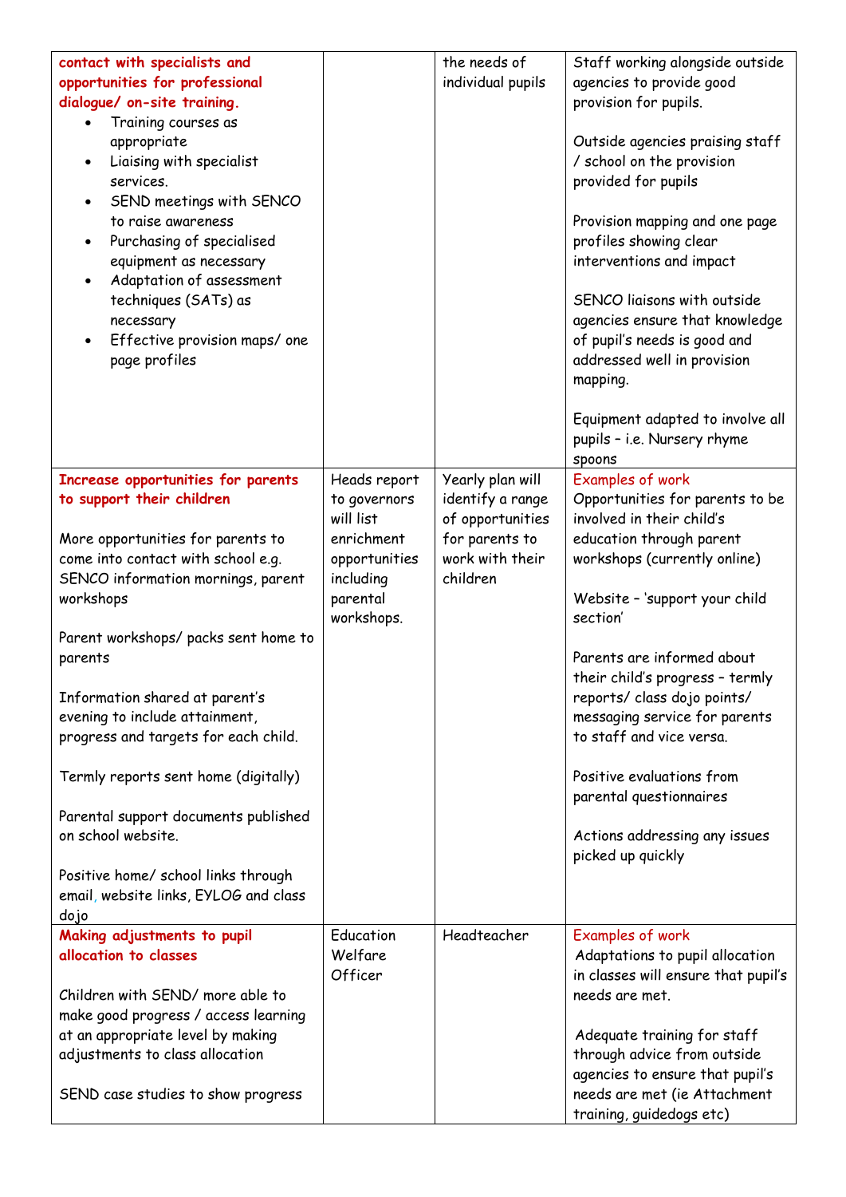| | | | |
|---|---|---|---|
| **contact with specialists and opportunities for professional dialogue/ on-site training.**<br>• Training courses as appropriate<br>• Liaising with specialist services.<br>• SEND meetings with SENCO to raise awareness<br>• Purchasing of specialised equipment as necessary<br>• Adaptation of assessment techniques (SATs) as necessary<br>• Effective provision maps/ one page profiles | | the needs of individual pupils | Staff working alongside outside agencies to provide good provision for pupils.<br><br>Outside agencies praising staff / school on the provision provided for pupils<br><br>Provision mapping and one page profiles showing clear interventions and impact<br><br>SENCO liaisons with outside agencies ensure that knowledge of pupil's needs is good and addressed well in provision mapping.<br><br>Equipment adapted to involve all pupils – i.e. Nursery rhyme spoons |
| **Increase opportunities for parents to support their children**<br><br>More opportunities for parents to come into contact with school e.g. SENCO information mornings, parent workshops<br><br>Parent workshops/ packs sent home to parents<br><br>Information shared at parent's evening to include attainment, progress and targets for each child.<br><br>Termly reports sent home (digitally)<br><br>Parental support documents published on school website.<br><br>Positive home/ school links through email, website links, EYLOG and class dojo | Heads report to governors will list enrichment opportunities including parental workshops. | Yearly plan will identify a range of opportunities for parents to work with their children | Examples of work<br>Opportunities for parents to be involved in their child's education through parent workshops (currently online)<br><br>Website – 'support your child section'<br><br>Parents are informed about their child's progress – termly reports/ class dojo points/ messaging service for parents to staff and vice versa.<br><br>Positive evaluations from parental questionnaires<br><br>Actions addressing any issues picked up quickly |
| **Making adjustments to pupil allocation to classes**<br><br>Children with SEND/ more able to make good progress / access learning at an appropriate level by making adjustments to class allocation<br><br>SEND case studies to show progress | Education Welfare Officer | Headteacher | Examples of work<br>Adaptations to pupil allocation in classes will ensure that pupil's needs are met.<br><br>Adequate training for staff through advice from outside agencies to ensure that pupil's needs are met (ie Attachment training, guidedogs etc) |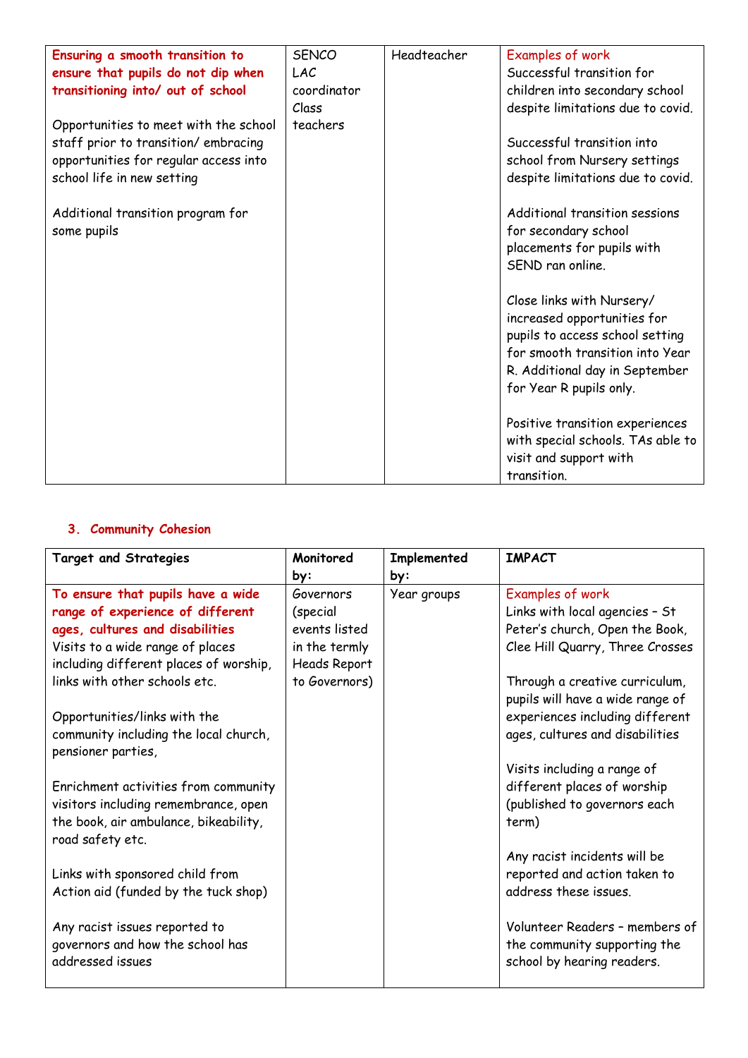| | | | |
|---|---|---|---|
| **Ensuring a smooth transition to ensure that pupils do not dip when transitioning into/ out of school**<br><br>Opportunities to meet with the school staff prior to transition/ embracing opportunities for regular access into school life in new setting<br><br>Additional transition program for some pupils | SENCO<br>LAC coordinator<br>Class teachers | Headteacher | Examples of work<br>Successful transition for children into secondary school despite limitations due to covid.<br><br>Successful transition into school from Nursery settings despite limitations due to covid.<br><br>Additional transition sessions for secondary school placements for pupils with SEND ran online.<br><br>Close links with Nursery/ increased opportunities for pupils to access school setting for smooth transition into Year R. Additional day in September for Year R pupils only.<br><br>Positive transition experiences with special schools. TAs able to visit and support with transition. |

## 3. Community Cohesion

| Target and Strategies | Monitored by: | Implemented by: | IMPACT |
|---|---|---|---|
| **To ensure that pupils have a wide range of experience of different ages, cultures and disabilities**<br>Visits to a wide range of places including different places of worship, links with other schools etc.<br><br>Opportunities/links with the community including the local church, pensioner parties,<br><br>Enrichment activities from community visitors including remembrance, open the book, air ambulance, bikeability, road safety etc.<br><br>Links with sponsored child from Action aid (funded by the tuck shop)<br><br>Any racist issues reported to governors and how the school has addressed issues | Governors (special events listed in the termly Heads Report to Governors) | Year groups | Examples of work<br>Links with local agencies – St Peter's church, Open the Book, Clee Hill Quarry, Three Crosses<br><br>Through a creative curriculum, pupils will have a wide range of experiences including different ages, cultures and disabilities<br><br>Visits including a range of different places of worship (published to governors each term)<br><br>Any racist incidents will be reported and action taken to address these issues.<br><br>Volunteer Readers – members of the community supporting the school by hearing readers. |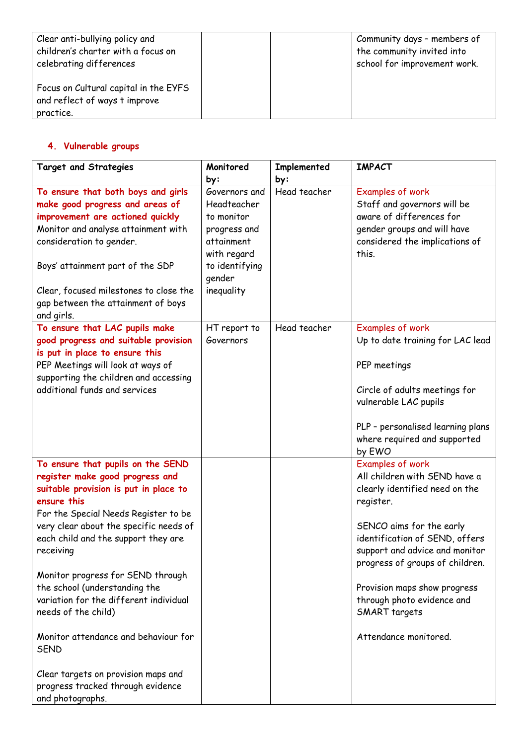| | | | |
|---|---|---|---|
| Clear anti-bullying policy and children's charter with a focus on celebrating differences<br><br>Focus on Cultural capital in the EYFS and reflect of ways t improve practice. | | | Community days – members of the community invited into school for improvement work. |

## 4. Vulnerable groups

| Target and Strategies | Monitored by: | Implemented by: | IMPACT |
|---|---|---|---|
| **To ensure that both boys and girls make good progress and areas of improvement are actioned quickly**<br>Monitor and analyse attainment with consideration to gender.<br><br>Boys' attainment part of the SDP<br><br>Clear, focused milestones to close the gap between the attainment of boys and girls. | Governors and Headteacher to monitor progress and attainment with regard to identifying gender inequality | Head teacher | Examples of work<br>Staff and governors will be aware of differences for gender groups and will have considered the implications of this. |
| **To ensure that LAC pupils make good progress and suitable provision is put in place to ensure this**<br>PEP Meetings will look at ways of supporting the children and accessing additional funds and services | HT report to Governors | Head teacher | Examples of work<br>Up to date training for LAC lead<br><br>PEP meetings<br><br>Circle of adults meetings for vulnerable LAC pupils<br><br>PLP – personalised learning plans where required and supported by EWO |
| **To ensure that pupils on the SEND register make good progress and suitable provision is put in place to ensure this**<br>For the Special Needs Register to be very clear about the specific needs of each child and the support they are receiving<br><br>Monitor progress for SEND through the school (understanding the variation for the different individual needs of the child)<br><br>Monitor attendance and behaviour for SEND<br><br>Clear targets on provision maps and progress tracked through evidence and photographs. | | | Examples of work<br>All children with SEND have a clearly identified need on the register.<br><br>SENCO aims for the early identification of SEND, offers support and advice and monitor progress of groups of children.<br><br>Provision maps show progress through photo evidence and SMART targets<br><br>Attendance monitored. |